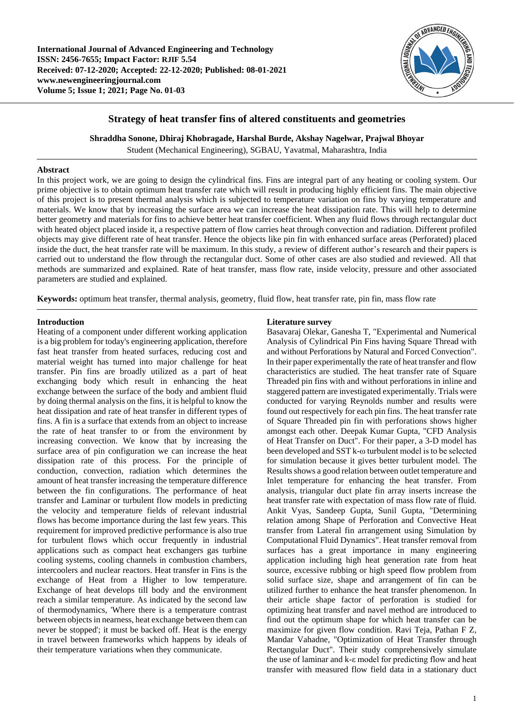# Strategy of heat transfer fins of altered constituents and geometries

**Shraddha Sonone, Dhiraj Khobragade, Harshal Burde, Akshay Nagelwar, Prajwal Bhoyar**

Student (Mechanical Engineering), SGBAU, Yavatmal, Maharashtra, India

## Abstract

In this project work, we are going to design the cylindrical fins. Fins are integral part of any heating or cooling system. Our prime objective is to obtain optimum heat transfer rate which will result in producing highly efficient fins. The main objective of this project is to present thermal analysis which is subjected to temperature variation on fins by varying temperature and materials. We know that by increasing the surface area we can increase the heat dissipation rate. This will help to determine better geometry and materials for fins to achieve better heat transfer coefficient. When any fluid flows through rectangular duct with heated object placed inside it, a respective pattern of flow carries heat through convection and radiation. Different profiled objects may give different rate of heat transfer. Hence the objects like pin fin with enhanced surface areas (Perforated) placed inside the duct, the heat transfer rate will be maximum. In this study, a review of different author's research and their papers is carried out to understand the flow through the rectangular duct. Some of other cases are also studied and reviewed. All that methods are summarized and explained. Rate of heat transfer, mass flow rate, inside velocity, pressure and other associated parameters are studied and explained.

**Keywords:** optimum heat transfer, thermal analysis, geometry, fluid flow, heat transfer rate, pin fin, mass flow rate

## Introduction

Heating of a component under different working application is a big problem for today's engineering application, therefore fast heat transfer from heated surfaces, reducing cost and material weight has turned into major challenge for heat transfer. Pin fins are broadly utilized as a part of heat exchanging body which result in enhancing the heat exchange between the surface of the body and ambient fluid by doing thermal analysis on the fins, it is helpful to know the heat dissipation and rate of heat transfer in different types of fins. A fin is a surface that extends from an object to increase the rate of heat transfer to or from the environment by increasing convection. We know that by increasing the surface area of pin configuration we can increase the heat dissipation rate of this process. For the principle of conduction, convection, radiation which determines the amount of heat transfer increasing the temperature difference between the fin configurations. The performance of heat transfer and Laminar or turbulent flow models in predicting the velocity and temperature fields of relevant industrial flows has become importance during the last few years. This requirement for improved predictive performance is also true for turbulent flows which occur frequently in industrial applications such as compact heat exchangers gas turbine cooling systems, cooling channels in combustion chambers, intercoolers and nuclear reactors. Heat transfer in Fins is the exchange of Heat from a Higher to low temperature. Exchange of heat develops till body and the environment reach a similar temperature. As indicated by the second law of thermodynamics, 'Where there is a temperature contrast between objects in nearness, heat exchange between them can never be stopped'; it must be backed off. Heat is the energy in travel between frameworks which happens by ideals of their temperature variations when they communicate.

## Literature survey

Basavaraj Olekar, Ganesha T, "Experimental and Numerical Analysis of Cylindrical Pin Fins having Square Thread with and without Perforations by Natural and Forced Convection". In their paper experimentally the rate of heat transfer and flow characteristics are studied. The heat transfer rate of Square Threaded pin fins with and without perforations in inline and staggered pattern are investigated experimentally. Trials were conducted for varying Reynolds number and results were found out respectively for each pin fins. The heat transfer rate of Square Threaded pin fin with perforations shows higher amongst each other. Deepak Kumar Gupta, "CFD Analysis of Heat Transfer on Duct". For their paper, a 3-D model has been developed and SST k-ω turbulent model is to be selected for simulation because it gives better turbulent model. The Results shows a good relation between outlet temperature and Inlet temperature for enhancing the heat transfer. From analysis, triangular duct plate fin array inserts increase the heat transfer rate with expectation of mass flow rate of fluid. Ankit Vyas, Sandeep Gupta, Sunil Gupta, "Determining relation among Shape of Perforation and Convective Heat transfer from Lateral fin arrangement using Simulation by Computational Fluid Dynamics". Heat transfer removal from surfaces has a great importance in many engineering application including high heat generation rate from heat source, excessive rubbing or high speed flow problem from solid surface size, shape and arrangement of fin can be utilized further to enhance the heat transfer phenomenon. In their article shape factor of perforation is studied for optimizing heat transfer and navel method are introduced to find out the optimum shape for which heat transfer can be maximize for given flow condition. Ravi Teja, Pathan F Z, Mandar Vahadne, "Optimization of Heat Transfer through Rectangular Duct". Their study comprehensively simulate the use of laminar and k-ε model for predicting flow and heat transfer with measured flow field data in a stationary duct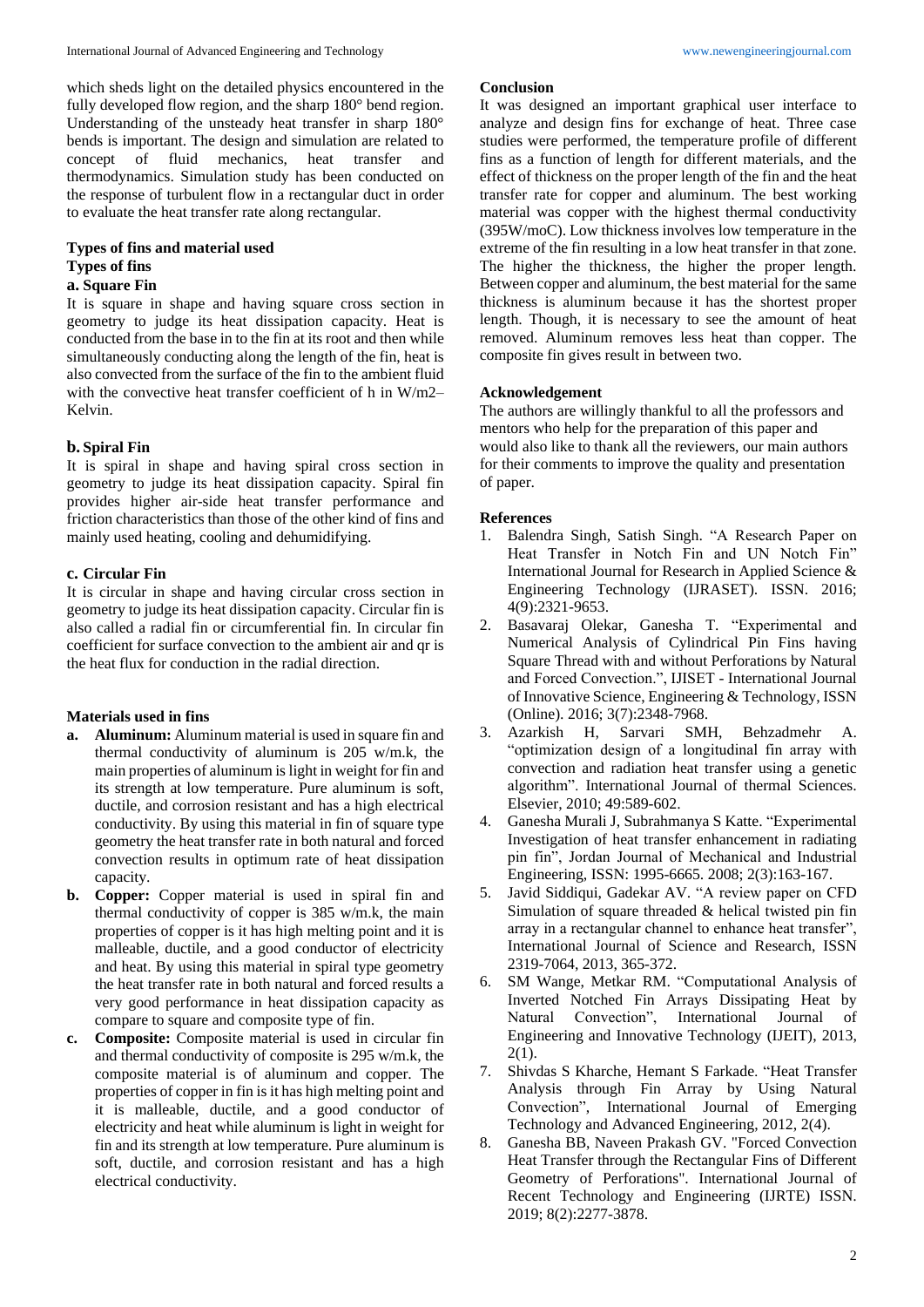which sheds light on the detailed physics encountered in the fully developed flow region, and the sharp 180° bend region. Understanding of the unsteady heat transfer in sharp 180° bends is important. The design and simulation are related to concept of fluid mechanics, heat transfer and thermodynamics. Simulation study has been conducted on the response of turbulent flow in a rectangular duct in order to evaluate the heat transfer rate along rectangular.

## Types of fins and material used

### Types of fins

**a. Square Fin**

It is square in shape and having square cross section in geometry to judge its heat dissipation capacity. Heat is conducted from the base in to the fin at its root and then while simultaneously conducting along the length of the fin, heat is also convected from the surface of the fin to the ambient fluid with the convective heat transfer coefficient of h in W/m2–Kelvin.

**b. Spiral Fin**

It is spiral in shape and having spiral cross section in geometry to judge its heat dissipation capacity. Spiral fin provides higher air-side heat transfer performance and friction characteristics than those of the other kind of fins and mainly used heating, cooling and dehumidifying.

**c. Circular Fin**

It is circular in shape and having circular cross section in geometry to judge its heat dissipation capacity. Circular fin is also called a radial fin or circumferential fin. In circular fin coefficient for surface convection to the ambient air and qr is the heat flux for conduction in the radial direction.

### Materials used in fins

a. **Aluminum:** Aluminum material is used in square fin and thermal conductivity of aluminum is 205 w/m.k, the main properties of aluminum is light in weight for fin and its strength at low temperature. Pure aluminum is soft, ductile, and corrosion resistant and has a high electrical conductivity. By using this material in fin of square type geometry the heat transfer rate in both natural and forced convection results in optimum rate of heat dissipation capacity.
b. **Copper:** Copper material is used in spiral fin and thermal conductivity of copper is 385 w/m.k, the main properties of copper is it has high melting point and it is malleable, ductile, and a good conductor of electricity and heat. By using this material in spiral type geometry the heat transfer rate in both natural and forced results a very good performance in heat dissipation capacity as compare to square and composite type of fin.
c. **Composite:** Composite material is used in circular fin and thermal conductivity of composite is 295 w/m.k, the composite material is of aluminum and copper. The properties of copper in fin is it has high melting point and it is malleable, ductile, and a good conductor of electricity and heat while aluminum is light in weight for fin and its strength at low temperature. Pure aluminum is soft, ductile, and corrosion resistant and has a high electrical conductivity.

## Conclusion

It was designed an important graphical user interface to analyze and design fins for exchange of heat. Three case studies were performed, the temperature profile of different fins as a function of length for different materials, and the effect of thickness on the proper length of the fin and the heat transfer rate for copper and aluminum. The best working material was copper with the highest thermal conductivity (395W/moC). Low thickness involves low temperature in the extreme of the fin resulting in a low heat transfer in that zone. The higher the thickness, the higher the proper length. Between copper and aluminum, the best material for the same thickness is aluminum because it has the shortest proper length. Though, it is necessary to see the amount of heat removed. Aluminum removes less heat than copper. The composite fin gives result in between two.

## Acknowledgement

The authors are willingly thankful to all the professors and mentors who help for the preparation of this paper and would also like to thank all the reviewers, our main authors for their comments to improve the quality and presentation of paper.

## References

1. Balendra Singh, Satish Singh. "A Research Paper on Heat Transfer in Notch Fin and UN Notch Fin" International Journal for Research in Applied Science & Engineering Technology (IJRASET). ISSN. 2016; 4(9):2321-9653.
2. Basavaraj Olekar, Ganesha T. "Experimental and Numerical Analysis of Cylindrical Pin Fins having Square Thread with and without Perforations by Natural and Forced Convection.", IJISET - International Journal of Innovative Science, Engineering & Technology, ISSN (Online). 2016; 3(7):2348-7968.
3. Azarkish H, Sarvari SMH, Behzadmehr A. "optimization design of a longitudinal fin array with convection and radiation heat transfer using a genetic algorithm". International Journal of thermal Sciences. Elsevier, 2010; 49:589-602.
4. Ganesha Murali J, Subrahmanya S Katte. "Experimental Investigation of heat transfer enhancement in radiating pin fin", Jordan Journal of Mechanical and Industrial Engineering, ISSN: 1995-6665. 2008; 2(3):163-167.
5. Javid Siddiqui, Gadekar AV. "A review paper on CFD Simulation of square threaded & helical twisted pin fin array in a rectangular channel to enhance heat transfer", International Journal of Science and Research, ISSN 2319-7064, 2013, 365-372.
6. SM Wange, Metkar RM. "Computational Analysis of Inverted Notched Fin Arrays Dissipating Heat by Natural Convection", International Journal of Engineering and Innovative Technology (IJEIT), 2013, 2(1).
7. Shivdas S Kharche, Hemant S Farkade. "Heat Transfer Analysis through Fin Array by Using Natural Convection", International Journal of Emerging Technology and Advanced Engineering, 2012, 2(4).
8. Ganesha BB, Naveen Prakash GV. "Forced Convection Heat Transfer through the Rectangular Fins of Different Geometry of Perforations". International Journal of Recent Technology and Engineering (IJRTE) ISSN. 2019; 8(2):2277-3878.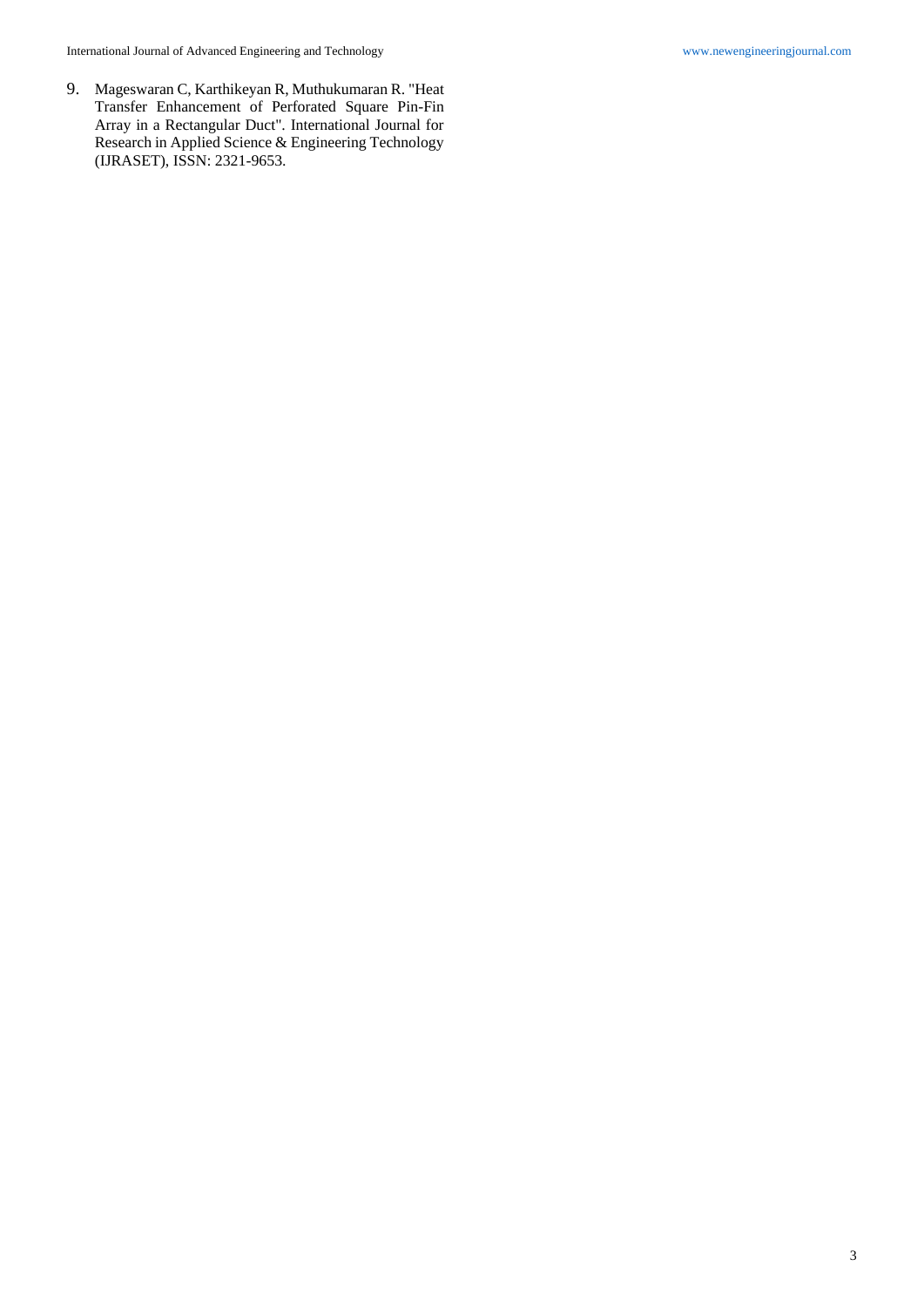9. Mageswaran C, Karthikeyan R, Muthukumaran R. "Heat Transfer Enhancement of Perforated Square Pin-Fin Array in a Rectangular Duct". International Journal for Research in Applied Science & Engineering Technology (IJRASET), ISSN: 2321-9653.